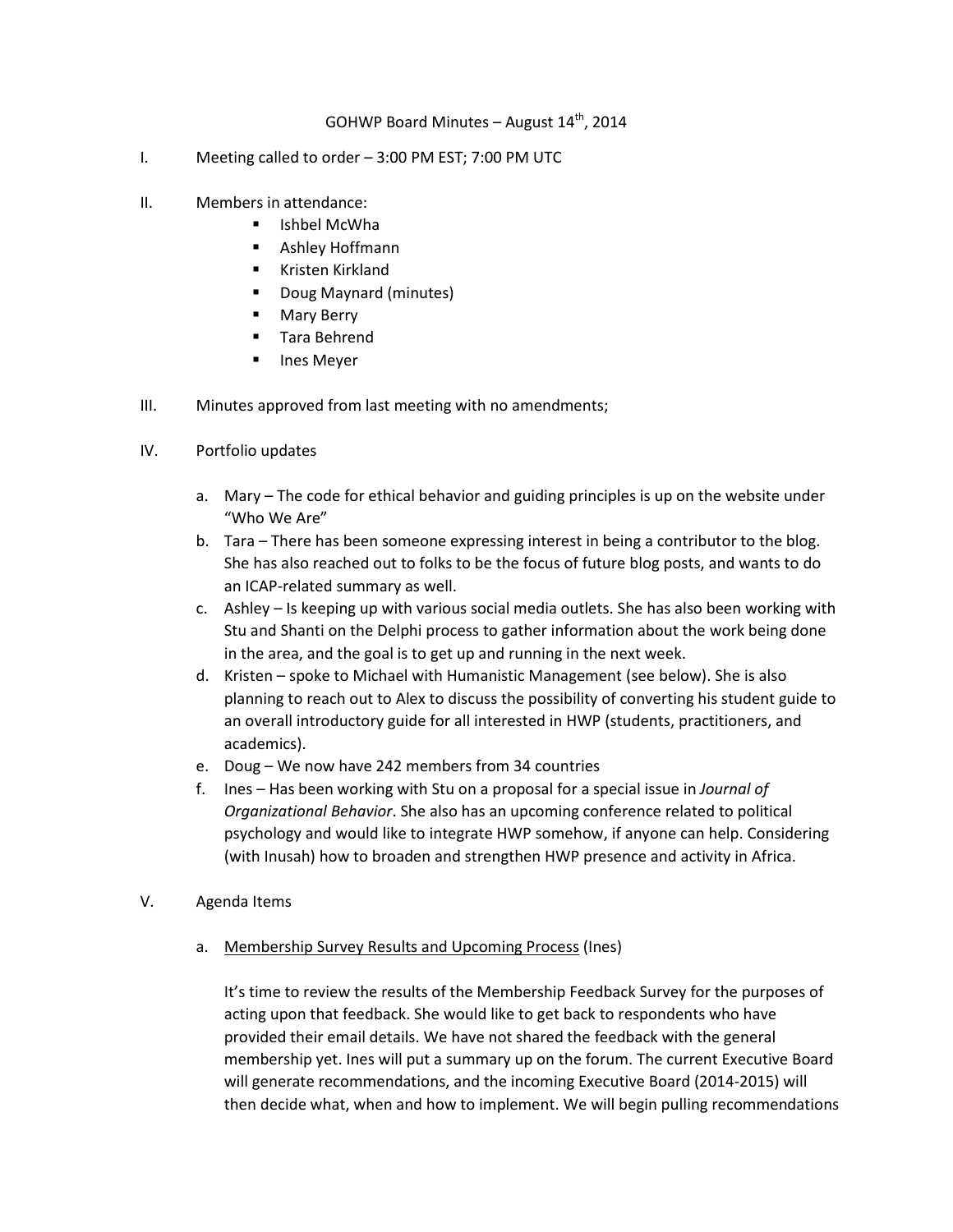GOHWP Board Minutes – August 14th, 2014

I. Meeting called to order – 3:00 PM EST; 7:00 PM UTC

II. Members in attendance:
- Ishbel McWha
- Ashley Hoffmann
- Kristen Kirkland
- Doug Maynard (minutes)
- Mary Berry
- Tara Behrend
- Ines Meyer

III. Minutes approved from last meeting with no amendments;

IV. Portfolio updates

a. Mary – The code for ethical behavior and guiding principles is up on the website under "Who We Are"

b. Tara – There has been someone expressing interest in being a contributor to the blog. She has also reached out to folks to be the focus of future blog posts, and wants to do an ICAP-related summary as well.

c. Ashley – Is keeping up with various social media outlets. She has also been working with Stu and Shanti on the Delphi process to gather information about the work being done in the area, and the goal is to get up and running in the next week.

d. Kristen – spoke to Michael with Humanistic Management (see below). She is also planning to reach out to Alex to discuss the possibility of converting his student guide to an overall introductory guide for all interested in HWP (students, practitioners, and academics).

e. Doug – We now have 242 members from 34 countries

f. Ines – Has been working with Stu on a proposal for a special issue in *Journal of Organizational Behavior*. She also has an upcoming conference related to political psychology and would like to integrate HWP somehow, if anyone can help. Considering (with Inusah) how to broaden and strengthen HWP presence and activity in Africa.

V. Agenda Items

a. Membership Survey Results and Upcoming Process (Ines)

It's time to review the results of the Membership Feedback Survey for the purposes of acting upon that feedback. She would like to get back to respondents who have provided their email details. We have not shared the feedback with the general membership yet. Ines will put a summary up on the forum. The current Executive Board will generate recommendations, and the incoming Executive Board (2014-2015) will then decide what, when and how to implement. We will begin pulling recommendations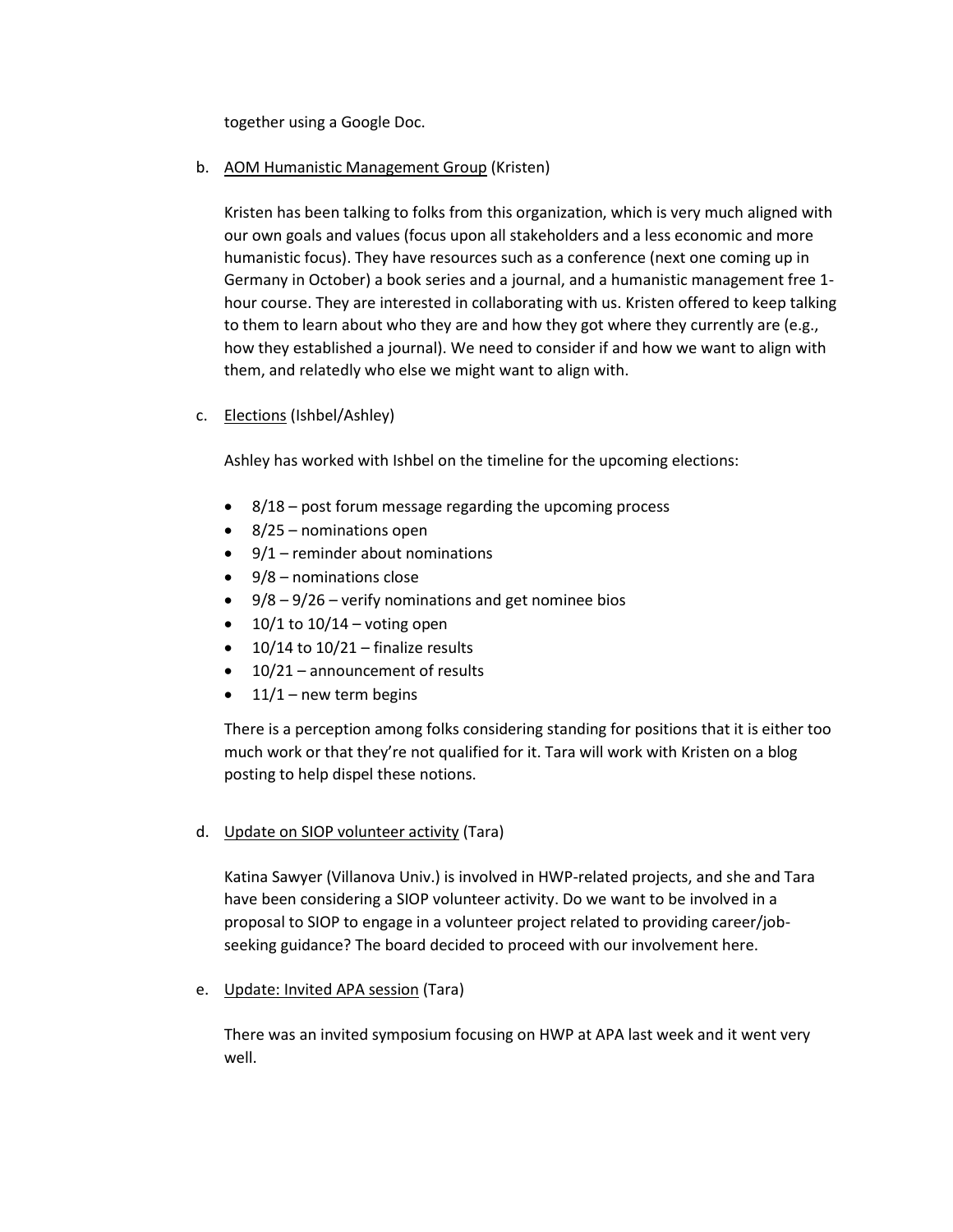together using a Google Doc.

b. AOM Humanistic Management Group (Kristen)

Kristen has been talking to folks from this organization, which is very much aligned with our own goals and values (focus upon all stakeholders and a less economic and more humanistic focus). They have resources such as a conference (next one coming up in Germany in October) a book series and a journal, and a humanistic management free 1-hour course. They are interested in collaborating with us. Kristen offered to keep talking to them to learn about who they are and how they got where they currently are (e.g., how they established a journal). We need to consider if and how we want to align with them, and relatedly who else we might want to align with.

c. Elections (Ishbel/Ashley)

Ashley has worked with Ishbel on the timeline for the upcoming elections:

- 8/18 – post forum message regarding the upcoming process
- 8/25 – nominations open
- 9/1 – reminder about nominations
- 9/8 – nominations close
- 9/8 – 9/26 – verify nominations and get nominee bios
- 10/1 to 10/14 – voting open
- 10/14 to 10/21 – finalize results
- 10/21 – announcement of results
- 11/1 – new term begins

There is a perception among folks considering standing for positions that it is either too much work or that they're not qualified for it. Tara will work with Kristen on a blog posting to help dispel these notions.

d. Update on SIOP volunteer activity (Tara)

Katina Sawyer (Villanova Univ.) is involved in HWP-related projects, and she and Tara have been considering a SIOP volunteer activity. Do we want to be involved in a proposal to SIOP to engage in a volunteer project related to providing career/job-seeking guidance? The board decided to proceed with our involvement here.

e. Update: Invited APA session (Tara)

There was an invited symposium focusing on HWP at APA last week and it went very well.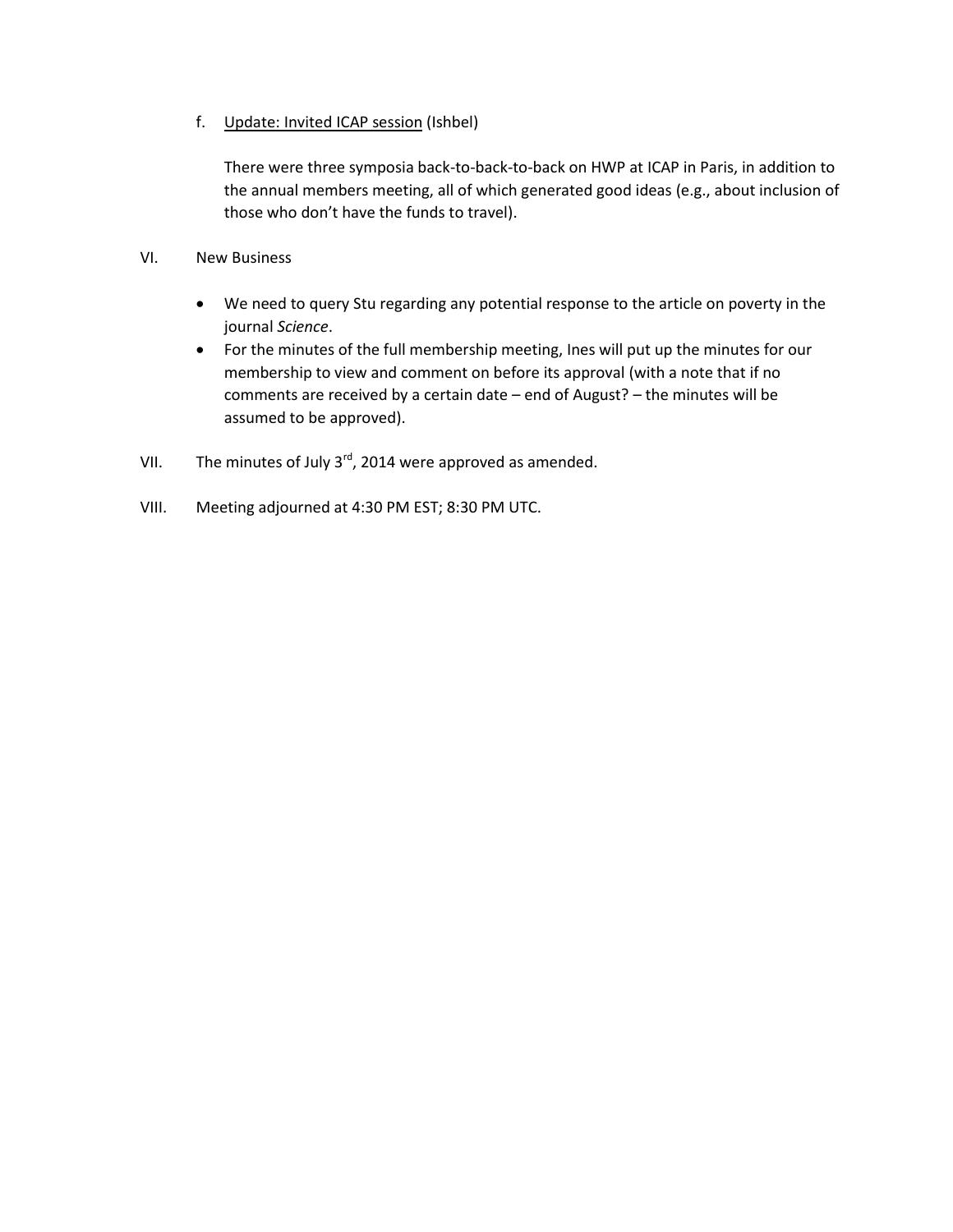f. Update: Invited ICAP session (Ishbel)

   There were three symposia back-to-back-to-back on HWP at ICAP in Paris, in addition to the annual members meeting, all of which generated good ideas (e.g., about inclusion of those who don't have the funds to travel).

VI. New Business

- We need to query Stu regarding any potential response to the article on poverty in the journal *Science*.
- For the minutes of the full membership meeting, Ines will put up the minutes for our membership to view and comment on before its approval (with a note that if no comments are received by a certain date – end of August? – the minutes will be assumed to be approved).

VII. The minutes of July 3rd, 2014 were approved as amended.

VIII. Meeting adjourned at 4:30 PM EST; 8:30 PM UTC.